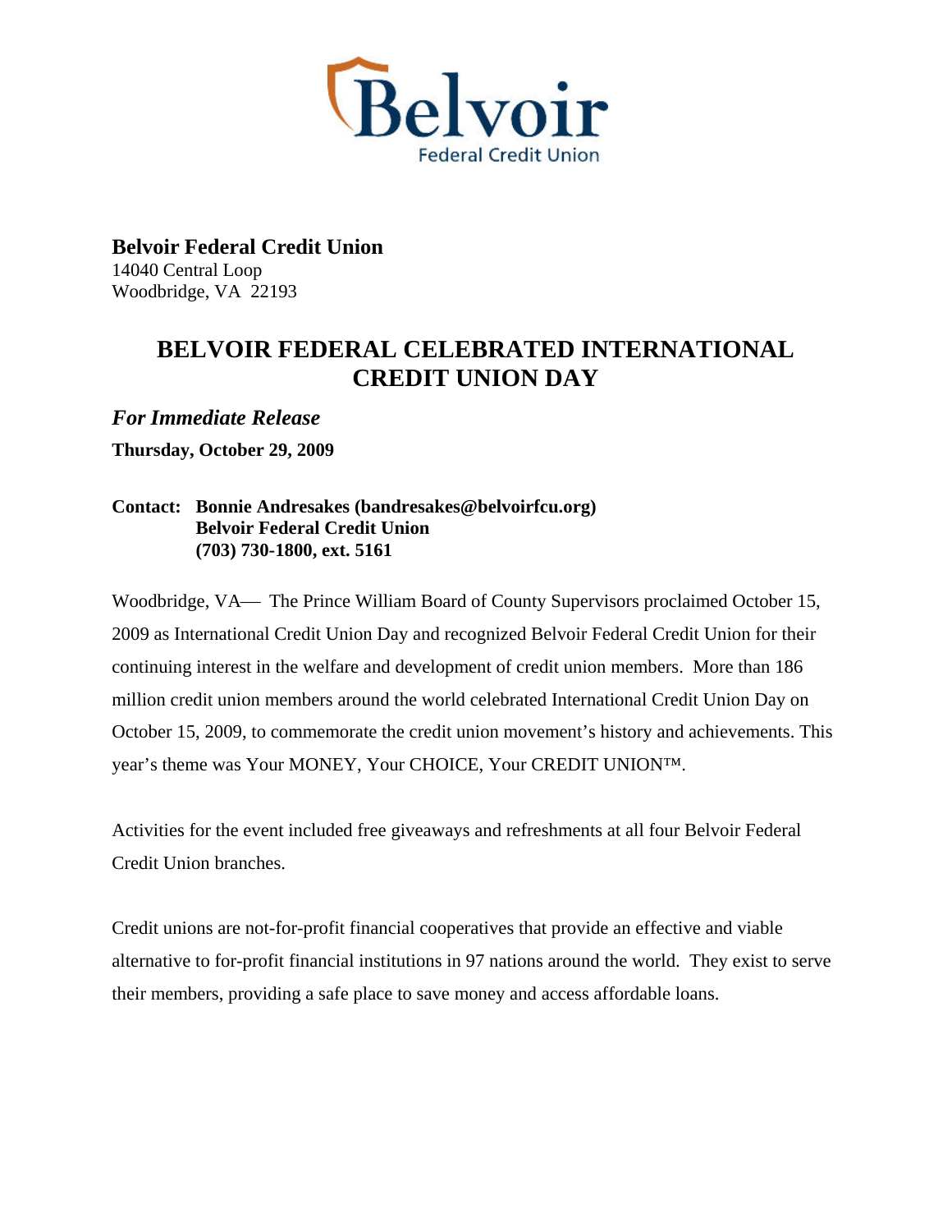**Belvoir Federal Credit Union**
14040 Central Loop
Woodbridge, VA 22193

# BELVOIR FEDERAL CELEBRATED INTERNATIONAL CREDIT UNION DAY

***For Immediate Release***

**Thursday, October 29, 2009**

**Contact: Bonnie Andresakes (bandresakes@belvoirfcu.org)**
**Belvoir Federal Credit Union**
**(703) 730-1800, ext. 5161**

Woodbridge, VA— The Prince William Board of County Supervisors proclaimed October 15, 2009 as International Credit Union Day and recognized Belvoir Federal Credit Union for their continuing interest in the welfare and development of credit union members. More than 186 million credit union members around the world celebrated International Credit Union Day on October 15, 2009, to commemorate the credit union movement's history and achievements. This year's theme was Your MONEY, Your CHOICE, Your CREDIT UNION™.

Activities for the event included free giveaways and refreshments at all four Belvoir Federal Credit Union branches.

Credit unions are not-for-profit financial cooperatives that provide an effective and viable alternative to for-profit financial institutions in 97 nations around the world. They exist to serve their members, providing a safe place to save money and access affordable loans.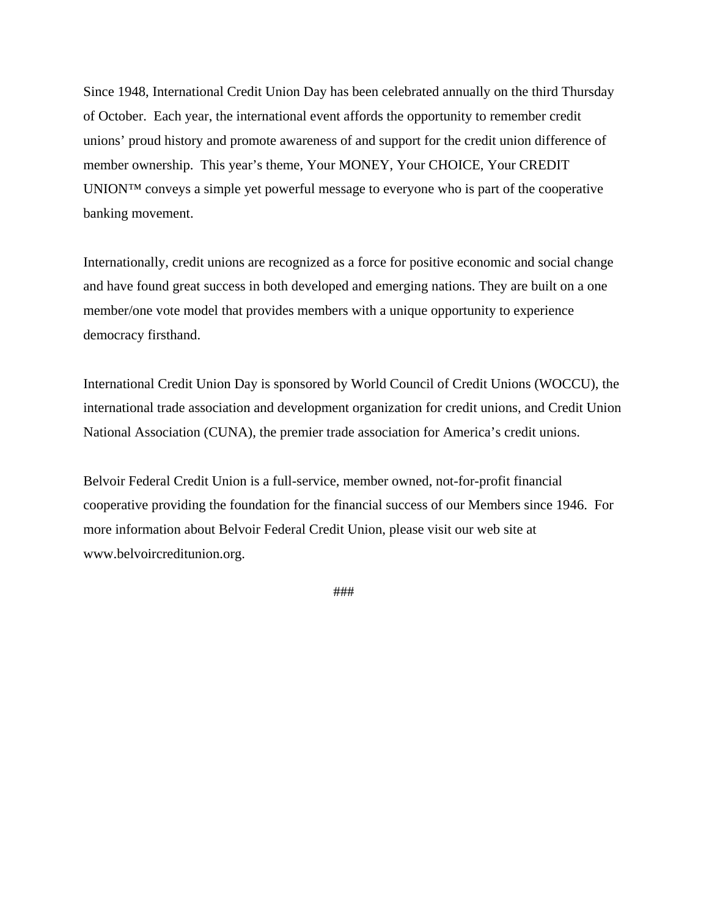Since 1948, International Credit Union Day has been celebrated annually on the third Thursday of October.  Each year, the international event affords the opportunity to remember credit unions' proud history and promote awareness of and support for the credit union difference of member ownership.  This year's theme, Your MONEY, Your CHOICE, Your CREDIT UNION™ conveys a simple yet powerful message to everyone who is part of the cooperative banking movement.

Internationally, credit unions are recognized as a force for positive economic and social change and have found great success in both developed and emerging nations. They are built on a one member/one vote model that provides members with a unique opportunity to experience democracy firsthand.

International Credit Union Day is sponsored by World Council of Credit Unions (WOCCU), the international trade association and development organization for credit unions, and Credit Union National Association (CUNA), the premier trade association for America's credit unions.

Belvoir Federal Credit Union is a full-service, member owned, not-for-profit financial cooperative providing the foundation for the financial success of our Members since 1946.  For more information about Belvoir Federal Credit Union, please visit our web site at www.belvoircreditunion.org.

###